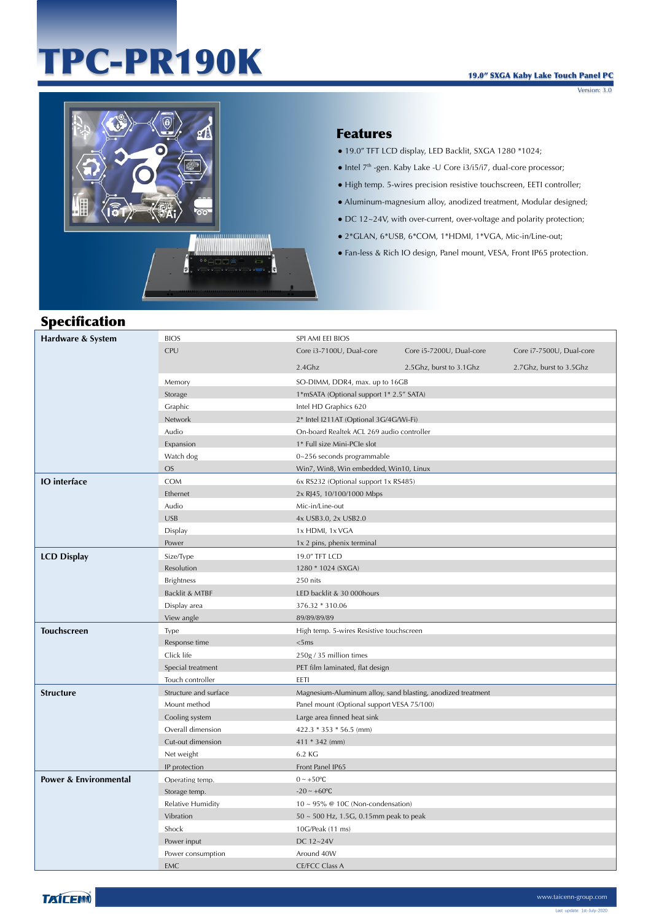# TPC-PR190K

**19.0" SXGA Kaby Lake Touch Panel PC**

Version: 3.0

## Features

- 19.0" TFT LCD display, LED Backlit, SXGA 1280 *1024;
- Intel 7th -gen. Kaby Lake -U Core i3/i5/i7, dual-core processor;
- High temp. 5-wires precision resistive touchscreen, EETI controller;
- Aluminum-magnesium alloy, anodized treatment, Modular designed;
- DC 12~24V, with over-current, over-voltage and polarity protection;
- 2*GLAN, 6*USB, 6*COM, 1*HDMI, 1*VGA, Mic-in/Line-out;
- Fan-less & Rich IO design, Panel mount, VESA, Front IP65 protection.

## Specification

| Category | Item | Specification | | |
|---|---|---|---|---|
| **Hardware & System** | BIOS | SPI AMI EEI BIOS | | |
| | CPU | Core i3-7100U, Dual-core | Core i5-7200U, Dual-core | Core i7-7500U, Dual-core |
| | | 2.4Ghz | 2.5Ghz, burst to 3.1Ghz | 2.7Ghz, burst to 3.5Ghz |
| | Memory | SO-DIMM, DDR4, max. up to 16GB | | |
| | Storage | 1*mSATA (Optional support 1* 2.5" SATA) | | |
| | Graphic | Intel HD Graphics 620 | | |
| | Network | 2* Intel I211AT (Optional 3G/4G/Wi-Fi) | | |
| | Audio | On-board Realtek ACL 269 audio controller | | |
| | Expansion | 1* Full size Mini-PCIe slot | | |
| | Watch dog | 0~256 seconds programmable | | |
| | OS | Win7, Win8, Win embedded, Win10, Linux | | |
| **IO interface** | COM | 6x RS232 (Optional support 1x RS485) | | |
| | Ethernet | 2x RJ45, 10/100/1000 Mbps | | |
| | Audio | Mic-in/Line-out | | |
| | USB | 4x USB3.0, 2x USB2.0 | | |
| | Display | 1x HDMI, 1x VGA | | |
| | Power | 1x 2 pins, phenix terminal | | |
| **LCD Display** | Size/Type | 19.0" TFT LCD | | |
| | Resolution | 1280 * 1024 (SXGA) | | |
| | Brightness | 250 nits | | |
| | Backlit & MTBF | LED backlit & 30 000hours | | |
| | Display area | 376.32 * 310.06 | | |
| | View angle | 89/89/89/89 | | |
| **Touchscreen** | Type | High temp. 5-wires Resistive touchscreen | | |
| | Response time | <5ms | | |
| | Click life | 250g / 35 million times | | |
| | Special treatment | PET film laminated, flat design | | |
| | Touch controller | EETI | | |
| **Structure** | Structure and surface | Magnesium-Aluminum alloy, sand blasting, anodized treatment | | |
| | Mount method | Panel mount (Optional support VESA 75/100) | | |
| | Cooling system | Large area finned heat sink | | |
| | Overall dimension | 422.3 * 353 * 56.5 (mm) | | |
| | Cut-out dimension | 411 * 342 (mm) | | |
| | Net weight | 6.2 KG | | |
| | IP protection | Front Panel IP65 | | |
| **Power & Environmental** | Operating temp. | 0 ~ +50℃ | | |
| | Storage temp. | -20 ~ +60℃ | | |
| | Relative Humidity | 10 ~ 95% @ 10C (Non-condensation) | | |
| | Vibration | 50 ~ 500 Hz, 1.5G, 0.15mm peak to peak | | |
| | Shock | 10G/Peak (11 ms) | | |
| | Power input | DC 12~24V | | |
| | Power consumption | Around 40W | | |
| | EMC | CE/FCC Class A | | |

TAICENN www.taicenn-group.com

Last update: 1st-July-2020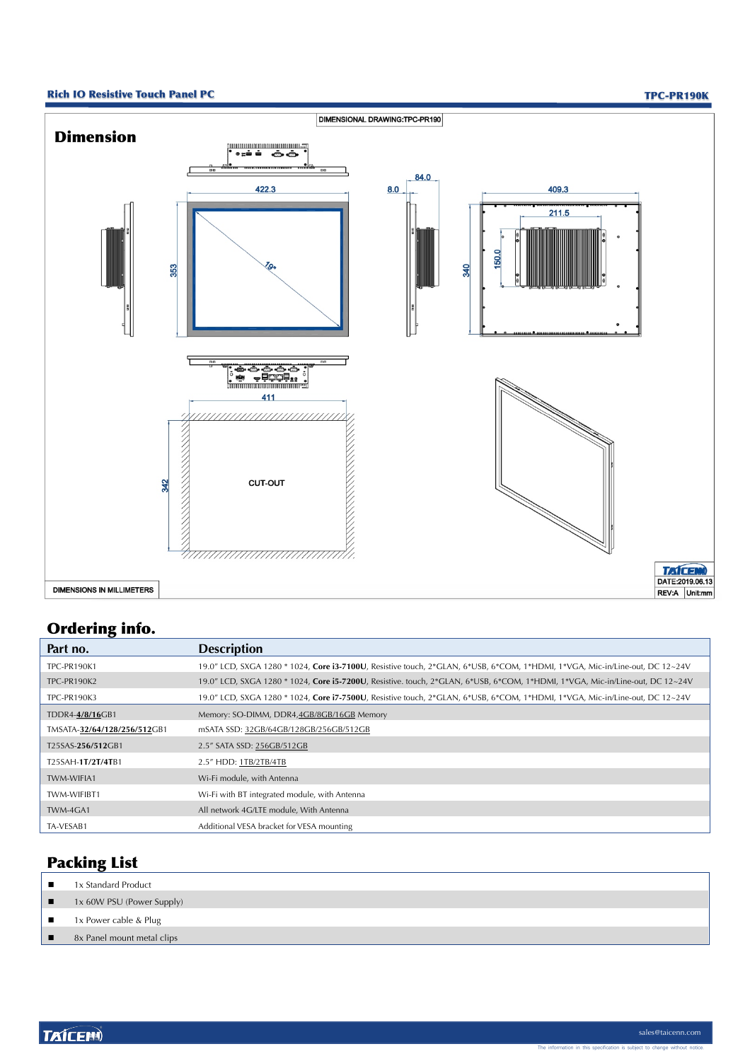## Dimension

DIMENSIONAL DRAWING:TPC-PR190

422.3

353

19"

84.0

8.0

409.3

211.5

340

150.0

411

342

CUT-OUT

DIMENSIONS IN MILLIMETERS

DATE:2019.06.13

REV:A Unit:mm

## Ordering info.

| Part no. | Description |
| --- | --- |
| TPC-PR190K1 | 19.0" LCD, SXGA 1280 * 1024, **Core i3-7100U**, Resistive touch, 2*GLAN, 6*USB, 6*COM, 1*HDMI, 1*VGA, Mic-in/Line-out, DC 12~24V |
| TPC-PR190K2 | 19.0" LCD, SXGA 1280 * 1024, **Core i5-7200U**, Resistive. touch, 2*GLAN, 6*USB, 6*COM, 1*HDMI, 1*VGA, Mic-in/Line-out, DC 12~24V |
| TPC-PR190K3 | 19.0" LCD, SXGA 1280 * 1024, **Core i7-7500U**, Resistive touch, 2*GLAN, 6*USB, 6*COM, 1*HDMI, 1*VGA, Mic-in/Line-out, DC 12~24V |
| TDDR4-**4/8/16**GB1 | Memory: SO-DIMM, DDR4,4GB/8GB/16GB Memory |
| TMSATA-**32/64/128/256/512**GB1 | mSATA SSD: 32GB/64GB/128GB/256GB/512GB |
| T25SAS-**256/512**GB1 | 2.5" SATA SSD: 256GB/512GB |
| T25SAH-**1T/2T/4T**B1 | 2.5" HDD: 1TB/2TB/4TB |
| TWM-WIFIA1 | Wi-Fi module, with Antenna |
| TWM-WIFIBT1 | Wi-Fi with BT integrated module, with Antenna |
| TWM-4GA1 | All network 4G/LTE module, With Antenna |
| TA-VESAB1 | Additional VESA bracket for VESA mounting |

## Packing List

- 1x Standard Product
- 1x 60W PSU (Power Supply)
- 1x Power cable & Plug
- 8x Panel mount metal clips

sales@taicenn.com

The information in this specification is subject to change without notice